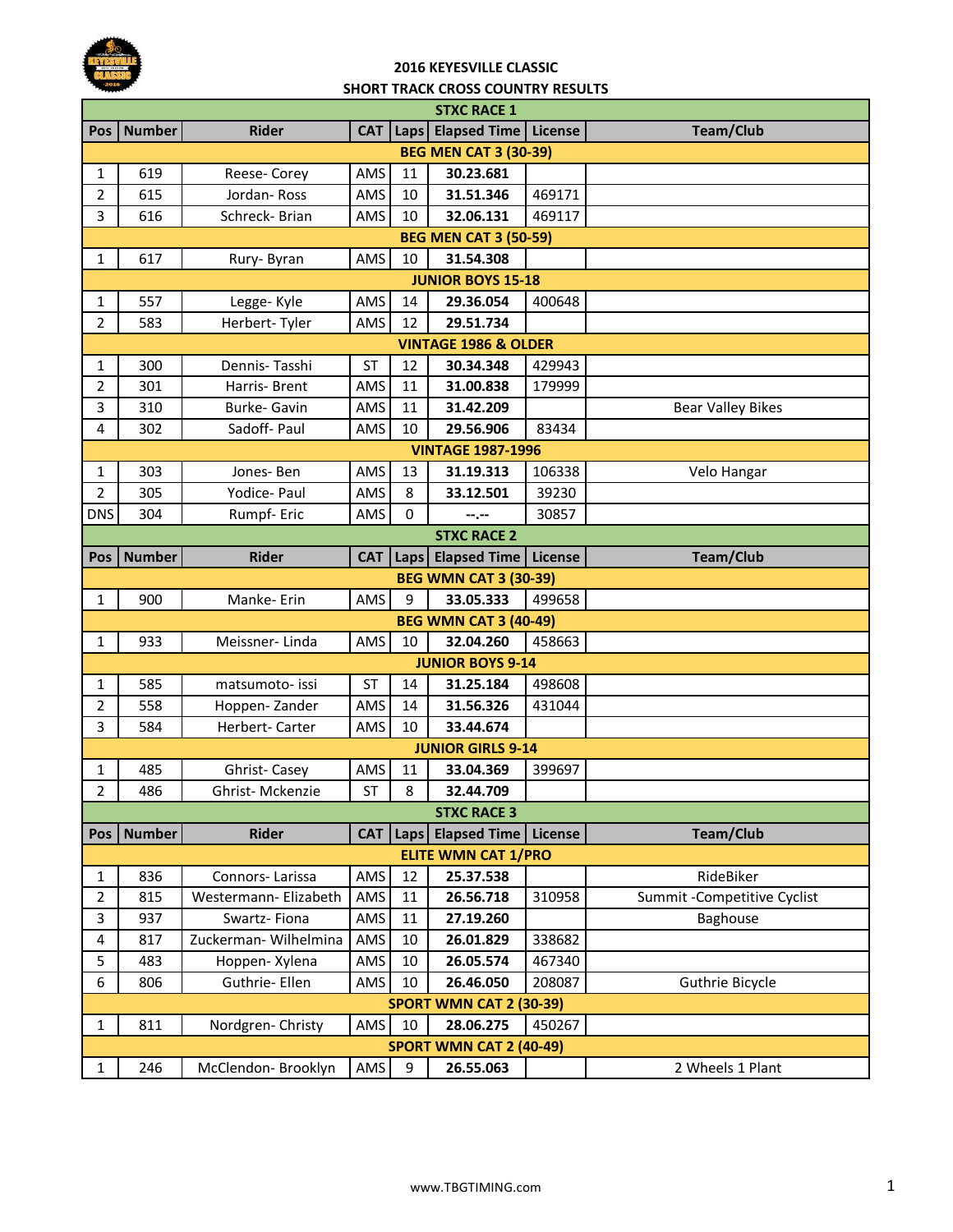# 2016 KEYESVILLE CLASSIC

## SHORT TRACK CROSS COUNTRY RESULTS

| STXC RACE 1 | | | | | | | |
|---|---|---|---|---|---|---|---|
| **Pos** | **Number** | **Rider** | **CAT** | **Laps** | **Elapsed Time** | **License** | **Team/Club** |
| **BEG MEN CAT 3 (30-39)** | | | | | | | |
| 1 | 619 | Reese- Corey | AMS | 11 | **30.23.681** | | |
| 2 | 615 | Jordan- Ross | AMS | 10 | **31.51.346** | 469171 | |
| 3 | 616 | Schreck- Brian | AMS | 10 | **32.06.131** | 469117 | |
| **BEG MEN CAT 3 (50-59)** | | | | | | | |
| 1 | 617 | Rury- Byran | AMS | 10 | **31.54.308** | | |
| **JUNIOR BOYS 15-18** | | | | | | | |
| 1 | 557 | Legge- Kyle | AMS | 14 | **29.36.054** | 400648 | |
| 2 | 583 | Herbert- Tyler | AMS | 12 | **29.51.734** | | |
| **VINTAGE 1986 & OLDER** | | | | | | | |
| 1 | 300 | Dennis- Tasshi | ST | 12 | **30.34.348** | 429943 | |
| 2 | 301 | Harris- Brent | AMS | 11 | **31.00.838** | 179999 | |
| 3 | 310 | Burke- Gavin | AMS | 11 | **31.42.209** | | Bear Valley Bikes |
| 4 | 302 | Sadoff- Paul | AMS | 10 | **29.56.906** | 83434 | |
| **VINTAGE 1987-1996** | | | | | | | |
| 1 | 303 | Jones- Ben | AMS | 13 | **31.19.313** | 106338 | Velo Hangar |
| 2 | 305 | Yodice- Paul | AMS | 8 | **33.12.501** | 39230 | |
| DNS | 304 | Rumpf- Eric | AMS | 0 | **--.--** | 30857 | |

| STXC RACE 2 | | | | | | | |
|---|---|---|---|---|---|---|---|
| **Pos** | **Number** | **Rider** | **CAT** | **Laps** | **Elapsed Time** | **License** | **Team/Club** |
| **BEG WMN CAT 3 (30-39)** | | | | | | | |
| 1 | 900 | Manke- Erin | AMS | 9 | **33.05.333** | 499658 | |
| **BEG WMN CAT 3 (40-49)** | | | | | | | |
| 1 | 933 | Meissner- Linda | AMS | 10 | **32.04.260** | 458663 | |
| **JUNIOR BOYS 9-14** | | | | | | | |
| 1 | 585 | matsumoto- issi | ST | 14 | **31.25.184** | 498608 | |
| 2 | 558 | Hoppen- Zander | AMS | 14 | **31.56.326** | 431044 | |
| 3 | 584 | Herbert- Carter | AMS | 10 | **33.44.674** | | |
| **JUNIOR GIRLS 9-14** | | | | | | | |
| 1 | 485 | Ghrist- Casey | AMS | 11 | **33.04.369** | 399697 | |
| 2 | 486 | Ghrist- Mckenzie | ST | 8 | **32.44.709** | | |

| STXC RACE 3 | | | | | | | |
|---|---|---|---|---|---|---|---|
| **Pos** | **Number** | **Rider** | **CAT** | **Laps** | **Elapsed Time** | **License** | **Team/Club** |
| **ELITE WMN CAT 1/PRO** | | | | | | | |
| 1 | 836 | Connors- Larissa | AMS | 12 | **25.37.538** | | RideBiker |
| 2 | 815 | Westermann- Elizabeth | AMS | 11 | **26.56.718** | 310958 | Summit -Competitive Cyclist |
| 3 | 937 | Swartz- Fiona | AMS | 11 | **27.19.260** | | Baghouse |
| 4 | 817 | Zuckerman- Wilhelmina | AMS | 10 | **26.01.829** | 338682 | |
| 5 | 483 | Hoppen- Xylena | AMS | 10 | **26.05.574** | 467340 | |
| 6 | 806 | Guthrie- Ellen | AMS | 10 | **26.46.050** | 208087 | Guthrie Bicycle |
| **SPORT WMN CAT 2 (30-39)** | | | | | | | |
| 1 | 811 | Nordgren- Christy | AMS | 10 | **28.06.275** | 450267 | |
| **SPORT WMN CAT 2 (40-49)** | | | | | | | |
| 1 | 246 | McClendon- Brooklyn | AMS | 9 | **26.55.063** | | 2 Wheels 1 Plant |

www.TBGTIMING.com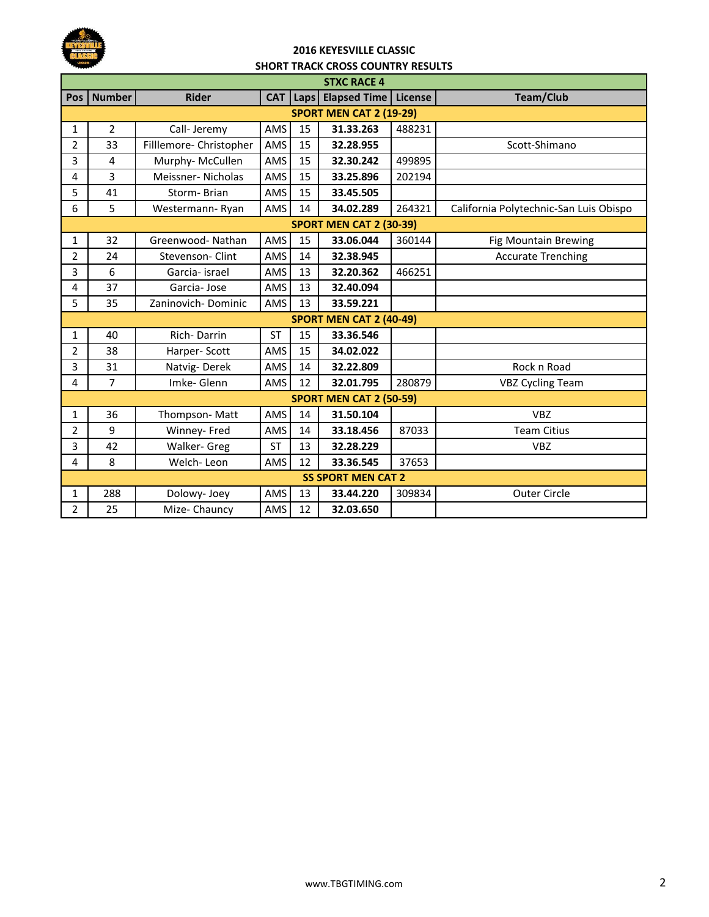# 2016 KEYESVILLE CLASSIC

## SHORT TRACK CROSS COUNTRY RESULTS

| STXC RACE 4 | | | | | | | |
|---|---|---|---|---|---|---|---|
| **Pos** | **Number** | **Rider** | **CAT** | **Laps** | **Elapsed Time** | **License** | **Team/Club** |
| **SPORT MEN CAT 2 (19-29)** | | | | | | | |
| 1 | 2 | Call- Jeremy | AMS | 15 | **31.33.263** | 488231 | |
| 2 | 33 | Filllemore- Christopher | AMS | 15 | **32.28.955** | | Scott-Shimano |
| 3 | 4 | Murphy- McCullen | AMS | 15 | **32.30.242** | 499895 | |
| 4 | 3 | Meissner- Nicholas | AMS | 15 | **33.25.896** | 202194 | |
| 5 | 41 | Storm- Brian | AMS | 15 | **33.45.505** | | |
| 6 | 5 | Westermann- Ryan | AMS | 14 | **34.02.289** | 264321 | California Polytechnic-San Luis Obispo |
| **SPORT MEN CAT 2 (30-39)** | | | | | | | |
| 1 | 32 | Greenwood- Nathan | AMS | 15 | **33.06.044** | 360144 | Fig Mountain Brewing |
| 2 | 24 | Stevenson- Clint | AMS | 14 | **32.38.945** | | Accurate Trenching |
| 3 | 6 | Garcia- israel | AMS | 13 | **32.20.362** | 466251 | |
| 4 | 37 | Garcia- Jose | AMS | 13 | **32.40.094** | | |
| 5 | 35 | Zaninovich- Dominic | AMS | 13 | **33.59.221** | | |
| **SPORT MEN CAT 2 (40-49)** | | | | | | | |
| 1 | 40 | Rich- Darrin | ST | 15 | **33.36.546** | | |
| 2 | 38 | Harper- Scott | AMS | 15 | **34.02.022** | | |
| 3 | 31 | Natvig- Derek | AMS | 14 | **32.22.809** | | Rock n Road |
| 4 | 7 | Imke- Glenn | AMS | 12 | **32.01.795** | 280879 | VBZ Cycling Team |
| **SPORT MEN CAT 2 (50-59)** | | | | | | | |
| 1 | 36 | Thompson- Matt | AMS | 14 | **31.50.104** | | VBZ |
| 2 | 9 | Winney- Fred | AMS | 14 | **33.18.456** | 87033 | Team Citius |
| 3 | 42 | Walker- Greg | ST | 13 | **32.28.229** | | VBZ |
| 4 | 8 | Welch- Leon | AMS | 12 | **33.36.545** | 37653 | |
| **SS SPORT MEN CAT 2** | | | | | | | |
| 1 | 288 | Dolowy- Joey | AMS | 13 | **33.44.220** | 309834 | Outer Circle |
| 2 | 25 | Mize- Chauncy | AMS | 12 | **32.03.650** | | |

www.TBGTIMING.com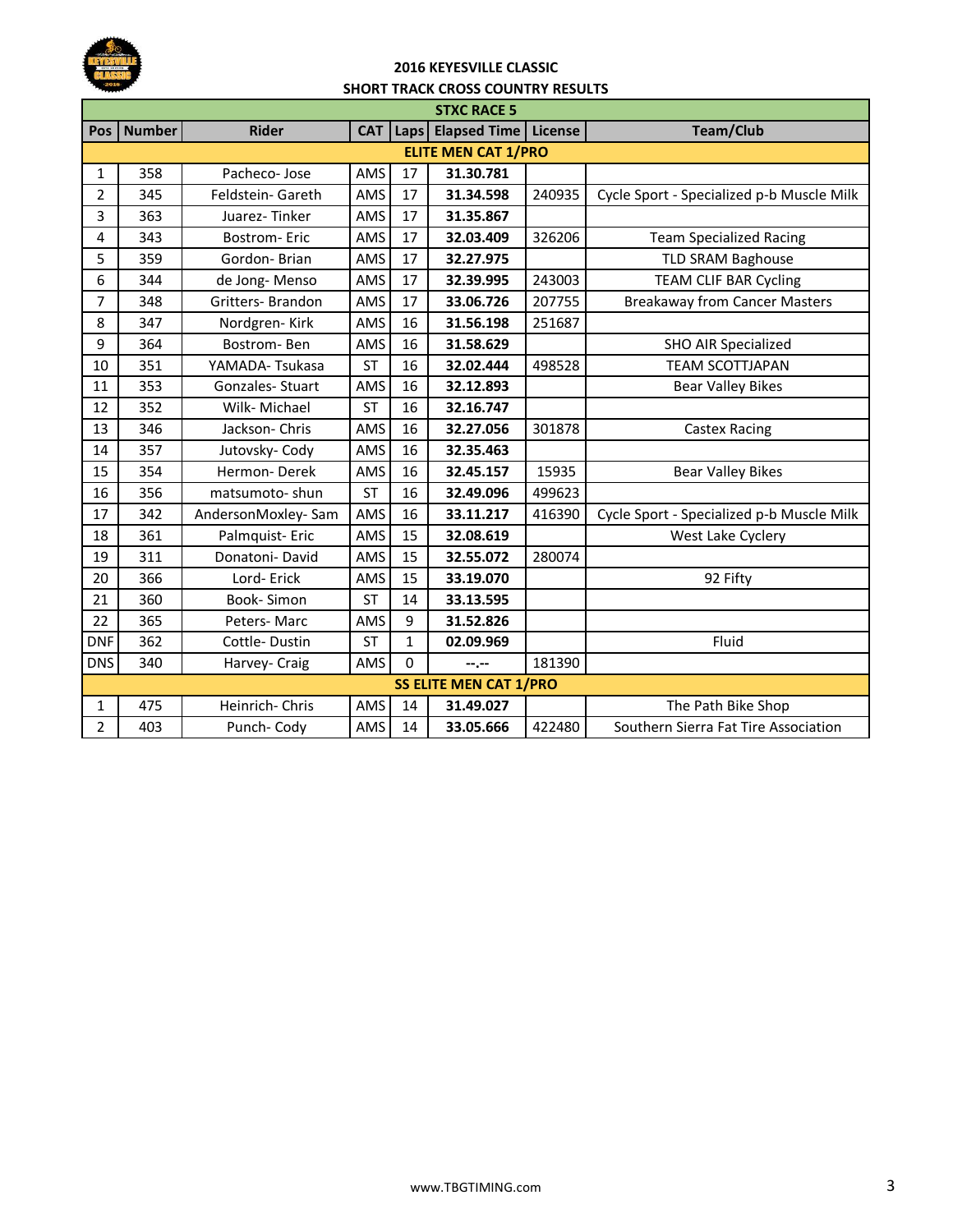# 2016 KEYESVILLE CLASSIC

## SHORT TRACK CROSS COUNTRY RESULTS

| STXC RACE 5 | | | | | | | |
|---|---|---|---|---|---|---|---|
| **Pos** | **Number** | **Rider** | **CAT** | **Laps** | **Elapsed Time** | **License** | **Team/Club** |
| **ELITE MEN CAT 1/PRO** | | | | | | | |
| 1 | 358 | Pacheco- Jose | AMS | 17 | **31.30.781** | | |
| 2 | 345 | Feldstein- Gareth | AMS | 17 | **31.34.598** | 240935 | Cycle Sport - Specialized p-b Muscle Milk |
| 3 | 363 | Juarez- Tinker | AMS | 17 | **31.35.867** | | |
| 4 | 343 | Bostrom- Eric | AMS | 17 | **32.03.409** | 326206 | Team Specialized Racing |
| 5 | 359 | Gordon- Brian | AMS | 17 | **32.27.975** | | TLD SRAM Baghouse |
| 6 | 344 | de Jong- Menso | AMS | 17 | **32.39.995** | 243003 | TEAM CLIF BAR Cycling |
| 7 | 348 | Gritters- Brandon | AMS | 17 | **33.06.726** | 207755 | Breakaway from Cancer Masters |
| 8 | 347 | Nordgren- Kirk | AMS | 16 | **31.56.198** | 251687 | |
| 9 | 364 | Bostrom- Ben | AMS | 16 | **31.58.629** | | SHO AIR Specialized |
| 10 | 351 | YAMADA- Tsukasa | ST | 16 | **32.02.444** | 498528 | TEAM SCOTTJAPAN |
| 11 | 353 | Gonzales- Stuart | AMS | 16 | **32.12.893** | | Bear Valley Bikes |
| 12 | 352 | Wilk- Michael | ST | 16 | **32.16.747** | | |
| 13 | 346 | Jackson- Chris | AMS | 16 | **32.27.056** | 301878 | Castex Racing |
| 14 | 357 | Jutovsky- Cody | AMS | 16 | **32.35.463** | | |
| 15 | 354 | Hermon- Derek | AMS | 16 | **32.45.157** | 15935 | Bear Valley Bikes |
| 16 | 356 | matsumoto- shun | ST | 16 | **32.49.096** | 499623 | |
| 17 | 342 | AndersonMoxley- Sam | AMS | 16 | **33.11.217** | 416390 | Cycle Sport - Specialized p-b Muscle Milk |
| 18 | 361 | Palmquist- Eric | AMS | 15 | **32.08.619** | | West Lake Cyclery |
| 19 | 311 | Donatoni- David | AMS | 15 | **32.55.072** | 280074 | |
| 20 | 366 | Lord- Erick | AMS | 15 | **33.19.070** | | 92 Fifty |
| 21 | 360 | Book- Simon | ST | 14 | **33.13.595** | | |
| 22 | 365 | Peters- Marc | AMS | 9 | **31.52.826** | | |
| DNF | 362 | Cottle- Dustin | ST | 1 | **02.09.969** | | Fluid |
| DNS | 340 | Harvey- Craig | AMS | 0 | **--.--** | 181390 | |
| **SS ELITE MEN CAT 1/PRO** | | | | | | | |
| 1 | 475 | Heinrich- Chris | AMS | 14 | **31.49.027** | | The Path Bike Shop |
| 2 | 403 | Punch- Cody | AMS | 14 | **33.05.666** | 422480 | Southern Sierra Fat Tire Association |

www.TBGTIMING.com